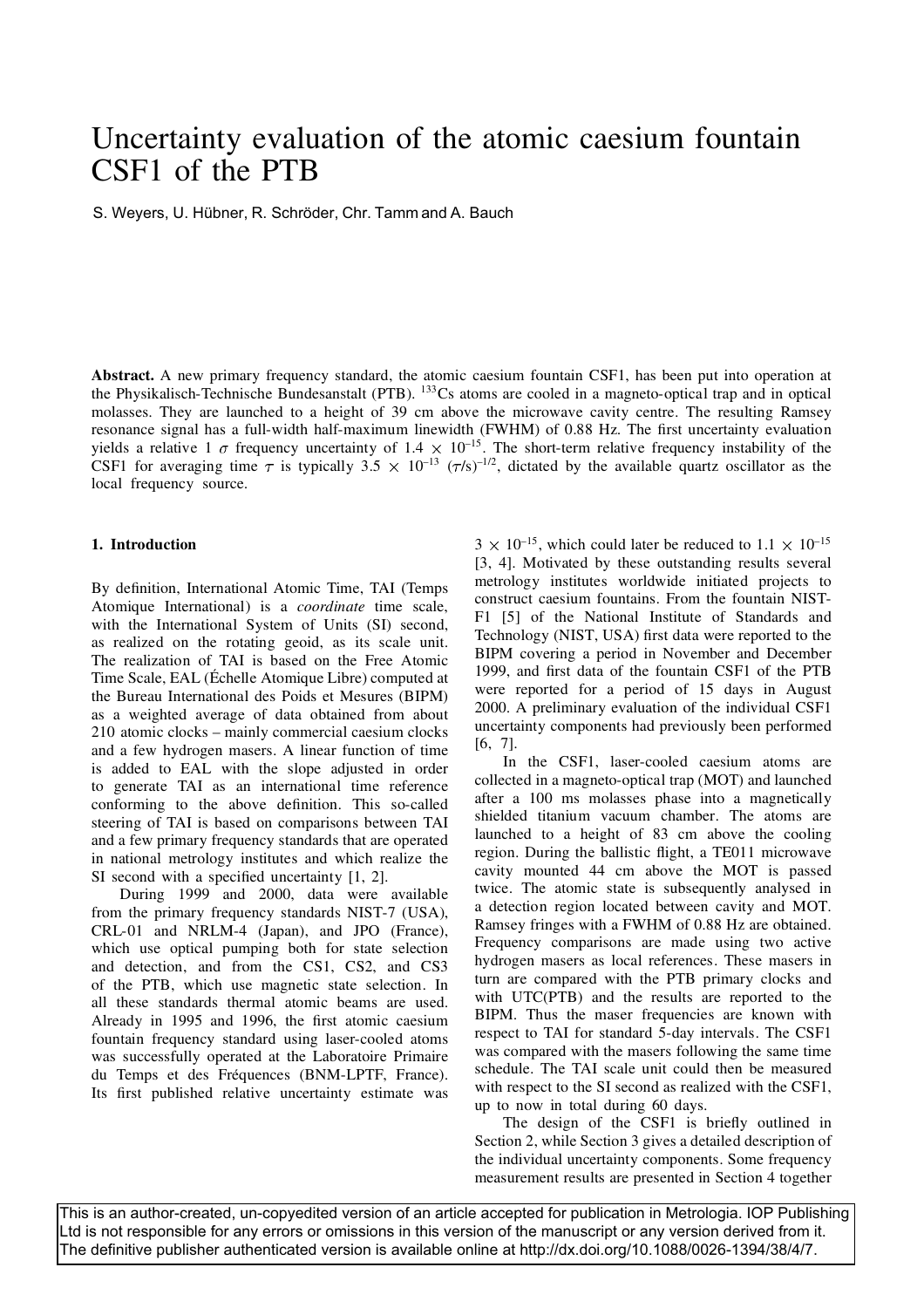# Uncertainty evaluation of the atomic caesium fountain CSF1 of the PTB

S. Weyers, U. Hübner, R. Schröder, Chr. Tamm and A. Bauch

**Abstract.** A new primary frequency standard, the atomic caesium fountain CSF1, has been put into operation at the Physikalisch-Technische Bundesanstalt (PTB). $^{133}$Cs atoms are cooled in a magneto-optical trap and in optical molasses. They are launched to a height of 39 cm above the microwave cavity centre. The resulting Ramsey resonance signal has a full-width half-maximum linewidth (FWHM) of 0.88 Hz. The first uncertainty evaluation yields a relative 1 $\sigma$ frequency uncertainty of $1.4 \times 10^{-15}$. The short-term relative frequency instability of the CSF1 for averaging time $\tau$ is typically $3.5 \times 10^{-13}$ $(\tau/\mathrm{s})^{-1/2}$, dictated by the available quartz oscillator as the local frequency source.

## 1. Introduction

By definition, International Atomic Time, TAI (Temps Atomique International) is a *coordinate* time scale, with the International System of Units (SI) second, as realized on the rotating geoid, as its scale unit. The realization of TAI is based on the Free Atomic Time Scale, EAL (Échelle Atomique Libre) computed at the Bureau International des Poids et Mesures (BIPM) as a weighted average of data obtained from about 210 atomic clocks – mainly commercial caesium clocks and a few hydrogen masers. A linear function of time is added to EAL with the slope adjusted in order to generate TAI as an international time reference conforming to the above definition. This so-called steering of TAI is based on comparisons between TAI and a few primary frequency standards that are operated in national metrology institutes and which realize the SI second with a specified uncertainty [1, 2].

During 1999 and 2000, data were available from the primary frequency standards NIST-7 (USA), CRL-01 and NRLM-4 (Japan), and JPO (France), which use optical pumping both for state selection and detection, and from the CS1, CS2, and CS3 of the PTB, which use magnetic state selection. In all these standards thermal atomic beams are used. Already in 1995 and 1996, the first atomic caesium fountain frequency standard using laser-cooled atoms was successfully operated at the Laboratoire Primaire du Temps et des Fréquences (BNM-LPTF, France). Its first published relative uncertainty estimate was $3 \times 10^{-15}$, which could later be reduced to $1.1 \times 10^{-15}$ [3, 4]. Motivated by these outstanding results several metrology institutes worldwide initiated projects to construct caesium fountains. From the fountain NIST-F1 [5] of the National Institute of Standards and Technology (NIST, USA) first data were reported to the BIPM covering a period in November and December 1999, and first data of the fountain CSF1 of the PTB were reported for a period of 15 days in August 2000. A preliminary evaluation of the individual CSF1 uncertainty components had previously been performed [6, 7].

In the CSF1, laser-cooled caesium atoms are collected in a magneto-optical trap (MOT) and launched after a 100 ms molasses phase into a magnetically shielded titanium vacuum chamber. The atoms are launched to a height of 83 cm above the cooling region. During the ballistic flight, a TE011 microwave cavity mounted 44 cm above the MOT is passed twice. The atomic state is subsequently analysed in a detection region located between cavity and MOT. Ramsey fringes with a FWHM of 0.88 Hz are obtained. Frequency comparisons are made using two active hydrogen masers as local references. These masers in turn are compared with the PTB primary clocks and with UTC(PTB) and the results are reported to the BIPM. Thus the maser frequencies are known with respect to TAI for standard 5-day intervals. The CSF1 was compared with the masers following the same time schedule. The TAI scale unit could then be measured with respect to the SI second as realized with the CSF1, up to now in total during 60 days.

The design of the CSF1 is briefly outlined in Section 2, while Section 3 gives a detailed description of the individual uncertainty components. Some frequency measurement results are presented in Section 4 together

This is an author-created, un-copyedited version of an article accepted for publication in Metrologia. IOP Publishing Ltd is not responsible for any errors or omissions in this version of the manuscript or any version derived from it. The definitive publisher authenticated version is available online at http://dx.doi.org/10.1088/0026-1394/38/4/7.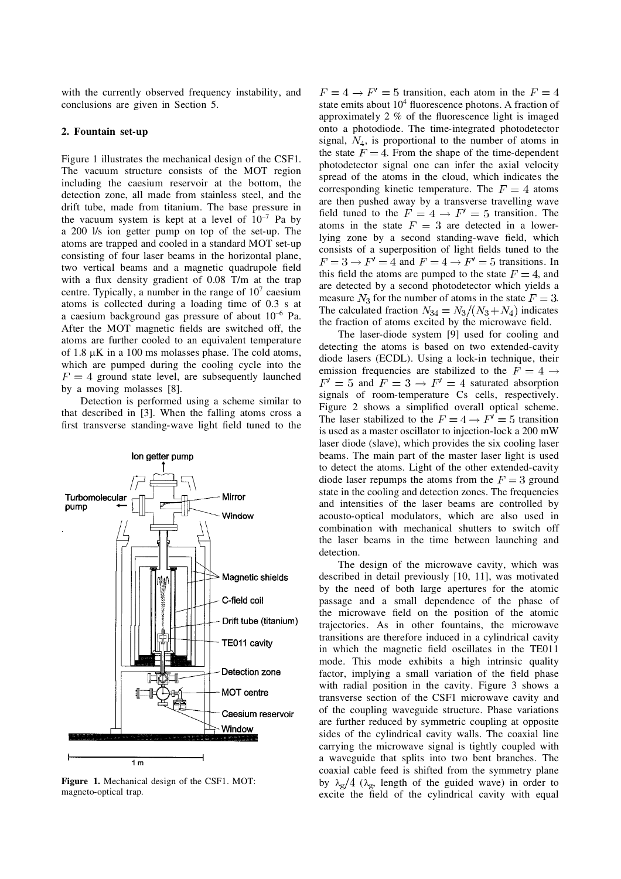with the currently observed frequency instability, and conclusions are given in Section 5.

## 2. Fountain set-up

Figure 1 illustrates the mechanical design of the CSF1. The vacuum structure consists of the MOT region including the caesium reservoir at the bottom, the detection zone, all made from stainless steel, and the drift tube, made from titanium. The base pressure in the vacuum system is kept at a level of $10^{-7}$ Pa by a 200 l/s ion getter pump on top of the set-up. The atoms are trapped and cooled in a standard MOT set-up consisting of four laser beams in the horizontal plane, two vertical beams and a magnetic quadrupole field with a flux density gradient of 0.08 T/m at the trap centre. Typically, a number in the range of $10^7$ caesium atoms is collected during a loading time of 0.3 s at a caesium background gas pressure of about $10^{-6}$ Pa. After the MOT magnetic fields are switched off, the atoms are further cooled to an equivalent temperature of 1.8 μK in a 100 ms molasses phase. The cold atoms, which are pumped during the cooling cycle into the $F = 4$ ground state level, are subsequently launched by a moving molasses [8].

Detection is performed using a scheme similar to that described in [3]. When the falling atoms cross a first transverse standing-wave light field tuned to the $F = 4 \rightarrow F' = 5$ transition, each atom in the $F = 4$ state emits about $10^4$ fluorescence photons. A fraction of approximately 2 % of the fluorescence light is imaged onto a photodiode. The time-integrated photodetector signal, $N_4$, is proportional to the number of atoms in the state $F = 4$. From the shape of the time-dependent photodetector signal one can infer the axial velocity spread of the atoms in the cloud, which indicates the corresponding kinetic temperature. The $F = 4$ atoms are then pushed away by a transverse travelling wave field tuned to the $F = 4 \rightarrow F' = 5$ transition. The atoms in the state $F = 3$ are detected in a lower-lying zone by a second standing-wave field, which consists of a superposition of light fields tuned to the $F = 3 \rightarrow F' = 4$ and $F = 4 \rightarrow F' = 5$ transitions. In this field the atoms are pumped to the state $F = 4$, and are detected by a second photodetector which yields a measure $N_3$ for the number of atoms in the state $F = 3$. The calculated fraction $N_{34} = N_3/(N_3 + N_4)$ indicates the fraction of atoms excited by the microwave field.

The laser-diode system [9] used for cooling and detecting the atoms is based on two extended-cavity diode lasers (ECDL). Using a lock-in technique, their emission frequencies are stabilized to the $F = 4 \rightarrow F' = 5$ and $F = 3 \rightarrow F' = 4$ saturated absorption signals of room-temperature Cs cells, respectively. Figure 2 shows a simplified overall optical scheme. The laser stabilized to the $F = 4 \rightarrow F' = 5$ transition is used as a master oscillator to injection-lock a 200 mW laser diode (slave), which provides the six cooling laser beams. The main part of the master laser light is used to detect the atoms. Light of the other extended-cavity diode laser repumps the atoms from the $F = 3$ ground state in the cooling and detection zones. The frequencies and intensities of the laser beams are controlled by acousto-optical modulators, which are also used in combination with mechanical shutters to switch off the laser beams in the time between launching and detection.

The design of the microwave cavity, which was described in detail previously [10, 11], was motivated by the need of both large apertures for the atomic passage and a small dependence of the phase of the microwave field on the position of the atomic trajectories. As in other fountains, the microwave transitions are therefore induced in a cylindrical cavity in which the magnetic field oscillates in the TE011 mode. This mode exhibits a high intrinsic quality factor, implying a small variation of the field phase with radial position in the cavity. Figure 3 shows a transverse section of the CSF1 microwave cavity and of the coupling waveguide structure. Phase variations are further reduced by symmetric coupling at opposite sides of the cylindrical cavity walls. The coaxial line carrying the microwave signal is tightly coupled with a waveguide that splits into two bent branches. The coaxial cable feed is shifted from the symmetry plane by $\lambda_g/4$ ($\lambda_g$, length of the guided wave) in order to excite the field of the cylindrical cavity with equal

**Figure 1.** Mechanical design of the CSF1. MOT: magneto-optical trap.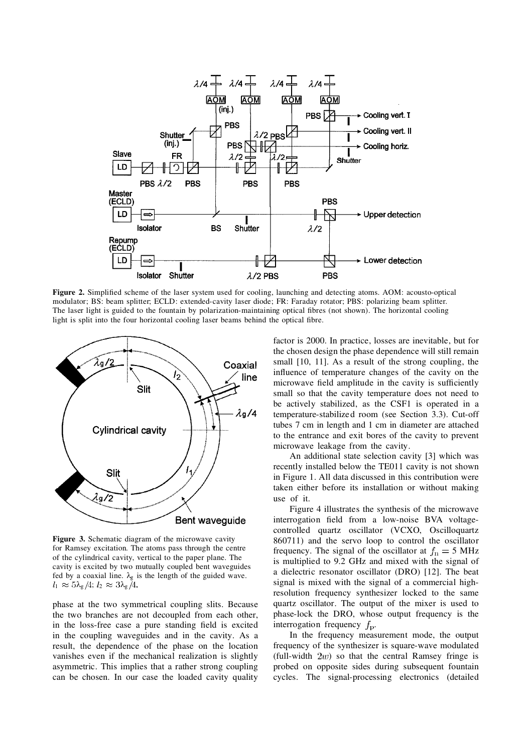**Figure 2.** Simplified scheme of the laser system used for cooling, launching and detecting atoms. AOM: acousto-optical modulator; BS: beam splitter; ECLD: extended-cavity laser diode; FR: Faraday rotator; PBS: polarizing beam splitter. The laser light is guided to the fountain by polarization-maintaining optical fibres (not shown). The horizontal cooling light is split into the four horizontal cooling laser beams behind the optical fibre.

**Figure 3.** Schematic diagram of the microwave cavity for Ramsey excitation. The atoms pass through the centre of the cylindrical cavity, vertical to the paper plane. The cavity is excited by two mutually coupled bent waveguides fed by a coaxial line. $\lambda_g$ is the length of the guided wave. $l_1 \approx 5\lambda_g/4$; $l_2 \approx 3\lambda_g/4$.

phase at the two symmetrical coupling slits. Because the two branches are not decoupled from each other, in the loss-free case a pure standing field is excited in the coupling waveguides and in the cavity. As a result, the dependence of the phase on the location vanishes even if the mechanical realization is slightly asymmetric. This implies that a rather strong coupling can be chosen. In our case the loaded cavity quality factor is 2000. In practice, losses are inevitable, but for the chosen design the phase dependence will still remain small [10, 11]. As a result of the strong coupling, the influence of temperature changes of the cavity on the microwave field amplitude in the cavity is sufficiently small so that the cavity temperature does not need to be actively stabilized, as the CSF1 is operated in a temperature-stabilized room (see Section 3.3). Cut-off tubes 7 cm in length and 1 cm in diameter are attached to the entrance and exit bores of the cavity to prevent microwave leakage from the cavity.

An additional state selection cavity [3] which was recently installed below the TE011 cavity is not shown in Figure 1. All data discussed in this contribution were taken either before its installation or without making use of it.

Figure 4 illustrates the synthesis of the microwave interrogation field from a low-noise BVA voltage-controlled quartz oscillator (VCXO, Oscilloquartz 860711) and the servo loop to control the oscillator frequency. The signal of the oscillator at $f_n = 5$ MHz is multiplied to 9.2 GHz and mixed with the signal of a dielectric resonator oscillator (DRO) [12]. The beat signal is mixed with the signal of a commercial high-resolution frequency synthesizer locked to the same quartz oscillator. The output of the mixer is used to phase-lock the DRO, whose output frequency is the interrogation frequency $f_p$.

In the frequency measurement mode, the output frequency of the synthesizer is square-wave modulated (full-width $2w$) so that the central Ramsey fringe is probed on opposite sides during subsequent fountain cycles. The signal-processing electronics (detailed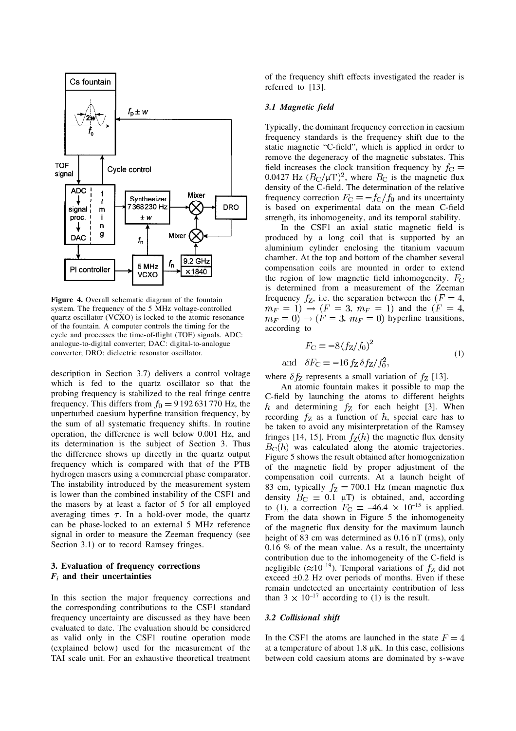Figure 4. Overall schematic diagram of the fountain system. The frequency of the 5 MHz voltage-controlled quartz oscillator (VCXO) is locked to the atomic resonance of the fountain. A computer controls the timing for the cycle and processes the time-of-flight (TOF) signals. ADC: analogue-to-digital converter; DAC: digital-to-analogue converter; DRO: dielectric resonator oscillator.

description in Section 3.7) delivers a control voltage which is fed to the quartz oscillator so that the probing frequency is stabilized to the real fringe centre frequency. This differs from $f_0 = 9\,192\,631\,770$ Hz, the unperturbed caesium hyperfine transition frequency, by the sum of all systematic frequency shifts. In routine operation, the difference is well below 0.001 Hz, and its determination is the subject of Section 3. Thus the difference shows up directly in the quartz output frequency which is compared with that of the PTB hydrogen masers using a commercial phase comparator. The instability introduced by the measurement system is lower than the combined instability of the CSF1 and the masers by at least a factor of 5 for all employed averaging times $\tau$. In a hold-over mode, the quartz can be phase-locked to an external 5 MHz reference signal in order to measure the Zeeman frequency (see Section 3.1) or to record Ramsey fringes.

## 3. Evaluation of frequency corrections $F_i$ and their uncertainties

In this section the major frequency corrections and the corresponding contributions to the CSF1 standard frequency uncertainty are discussed as they have been evaluated to date. The evaluation should be considered as valid only in the CSF1 routine operation mode (explained below) used for the measurement of the TAI scale unit. For an exhaustive theoretical treatment of the frequency shift effects investigated the reader is referred to [13].

### *3.1 Magnetic field*

Typically, the dominant frequency correction in caesium frequency standards is the frequency shift due to the static magnetic "C-field", which is applied in order to remove the degeneracy of the magnetic substates. This field increases the clock transition frequency by $f_C = 0.0427$ Hz $(B_C/\mu\text{T})^2$, where $B_C$ is the magnetic flux density of the C-field. The determination of the relative frequency correction $F_C = -f_C/f_0$ and its uncertainty is based on experimental data on the mean C-field strength, its inhomogeneity, and its temporal stability.

In the CSF1 an axial static magnetic field is produced by a long coil that is supported by an aluminium cylinder enclosing the titanium vacuum chamber. At the top and bottom of the chamber several compensation coils are mounted in order to extend the region of low magnetic field inhomogeneity. $F_C$ is determined from a measurement of the Zeeman frequency $f_Z$, i.e. the separation between the $(F = 4, m_F = 1) \rightarrow (F = 3, m_F = 1)$ and the $(F = 4, m_F = 0) \rightarrow (F = 3, m_F = 0)$ hyperfine transitions, according to

$$F_C = -8(f_Z/f_0)^2 \quad \text{and} \quad \delta F_C = -16\, f_Z\, \delta f_Z / f_0^2, \tag{1}$$

where $\delta f_Z$ represents a small variation of $f_Z$ [13].

An atomic fountain makes it possible to map the C-field by launching the atoms to different heights $h$ and determining $f_Z$ for each height [3]. When recording $f_Z$ as a function of $h$, special care has to be taken to avoid any misinterpretation of the Ramsey fringes [14, 15]. From $f_Z(h)$ the magnetic flux density $B_C(h)$ was calculated along the atomic trajectories. Figure 5 shows the result obtained after homogenization of the magnetic field by proper adjustment of the compensation coil currents. At a launch height of 83 cm, typically $f_Z = 700.1$ Hz (mean magnetic flux density $B_C = 0.1$ µT) is obtained, and, according to (1), a correction $F_C = -46.4 \times 10^{-15}$ is applied. From the data shown in Figure 5 the inhomogeneity of the magnetic flux density for the maximum launch height of 83 cm was determined as 0.16 nT (rms), only 0.16 % of the mean value. As a result, the uncertainty contribution due to the inhomogeneity of the C-field is negligible ($\approx 10^{-19}$). Temporal variations of $f_Z$ did not exceed ±0.2 Hz over periods of months. Even if these remain undetected an uncertainty contribution of less than $3 \times 10^{-17}$ according to (1) is the result.

### *3.2 Collisional shift*

In the CSF1 the atoms are launched in the state $F = 4$ at a temperature of about 1.8 µK. In this case, collisions between cold caesium atoms are dominated by s-wave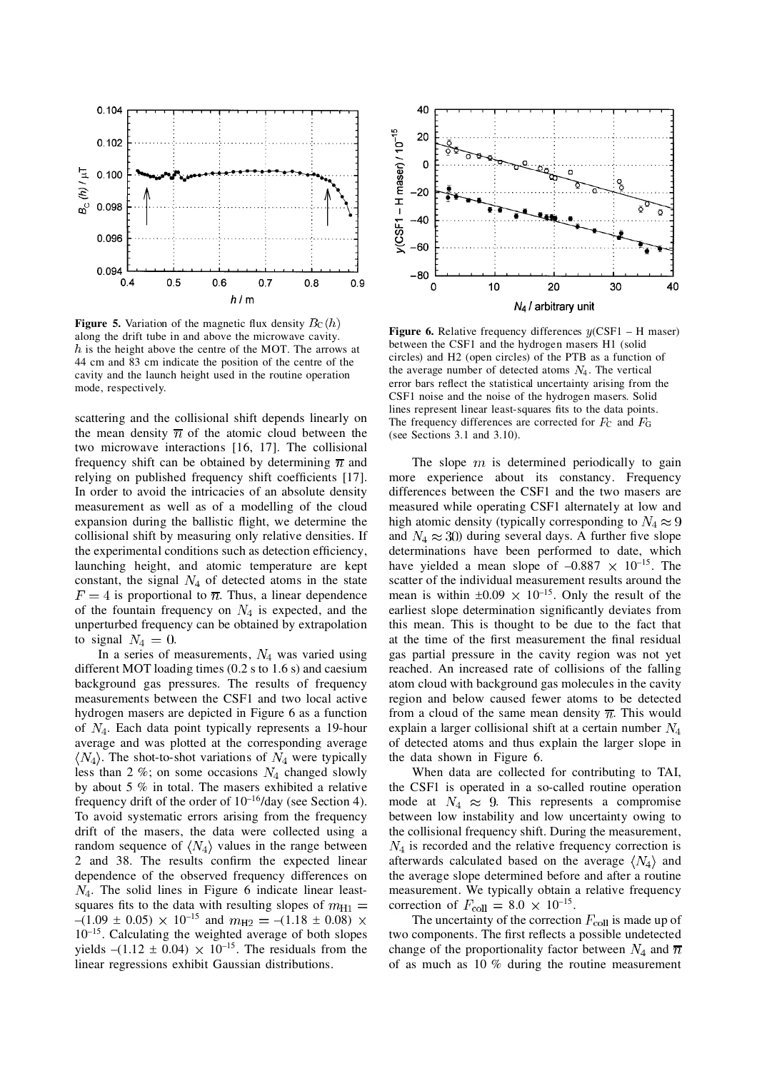**Figure 5.** Variation of the magnetic flux density $B_C(h)$ along the drift tube in and above the microwave cavity. $h$ is the height above the centre of the MOT. The arrows at 44 cm and 83 cm indicate the position of the centre of the cavity and the launch height used in the routine operation mode, respectively.

**Figure 6.** Relative frequency differences $y$(CSF1 – H maser) between the CSF1 and the hydrogen masers H1 (solid circles) and H2 (open circles) of the PTB as a function of the average number of detected atoms $N_4$. The vertical error bars reflect the statistical uncertainty arising from the CSF1 noise and the noise of the hydrogen masers. Solid lines represent linear least-squares fits to the data points. The frequency differences are corrected for $F_C$ and $F_G$ (see Sections 3.1 and 3.10).

scattering and the collisional shift depends linearly on the mean density $\overline{n}$ of the atomic cloud between the two microwave interactions [16, 17]. The collisional frequency shift can be obtained by determining $\overline{n}$ and relying on published frequency shift coefficients [17]. In order to avoid the intricacies of an absolute density measurement as well as of a modelling of the cloud expansion during the ballistic flight, we determine the collisional shift by measuring only relative densities. If the experimental conditions such as detection efficiency, launching height, and atomic temperature are kept constant, the signal $N_4$ of detected atoms in the state $F = 4$ is proportional to $\overline{n}$. Thus, a linear dependence of the fountain frequency on $N_4$ is expected, and the unperturbed frequency can be obtained by extrapolation to signal $N_4 = 0$.

In a series of measurements, $N_4$ was varied using different MOT loading times (0.2 s to 1.6 s) and caesium background gas pressures. The results of frequency measurements between the CSF1 and two local active hydrogen masers are depicted in Figure 6 as a function of $N_4$. Each data point typically represents a 19-hour average and was plotted at the corresponding average $\langle N_4 \rangle$. The shot-to-shot variations of $N_4$ were typically less than 2 %; on some occasions $N_4$ changed slowly by about 5 % in total. The masers exhibited a relative frequency drift of the order of $10^{-16}$/day (see Section 4). To avoid systematic errors arising from the frequency drift of the masers, the data were collected using a random sequence of $\langle N_4 \rangle$ values in the range between 2 and 38. The results confirm the expected linear dependence of the observed frequency differences on $N_4$. The solid lines in Figure 6 indicate linear least-squares fits to the data with resulting slopes of $m_{H1} = -(1.09 \pm 0.05) \times 10^{-15}$ and $m_{H2} = -(1.18 \pm 0.08) \times 10^{-15}$. Calculating the weighted average of both slopes yields $-(1.12 \pm 0.04) \times 10^{-15}$. The residuals from the linear regressions exhibit Gaussian distributions.

The slope $m$ is determined periodically to gain more experience about its constancy. Frequency differences between the CSF1 and the two masers are measured while operating CSF1 alternately at low and high atomic density (typically corresponding to $N_4 \approx 9$ and $N_4 \approx 30$) during several days. A further five slope determinations have been performed to date, which have yielded a mean slope of $-0.887 \times 10^{-15}$. The scatter of the individual measurement results around the mean is within $\pm 0.09 \times 10^{-15}$. Only the result of the earliest slope determination significantly deviates from this mean. This is thought to be due to the fact that at the time of the first measurement the final residual gas partial pressure in the cavity region was not yet reached. An increased rate of collisions of the falling atom cloud with background gas molecules in the cavity region and below caused fewer atoms to be detected from a cloud of the same mean density $\overline{n}$. This would explain a larger collisional shift at a certain number $N_4$ of detected atoms and thus explain the larger slope in the data shown in Figure 6.

When data are collected for contributing to TAI, the CSF1 is operated in a so-called routine operation mode at $N_4 \approx 9$. This represents a compromise between low instability and low uncertainty owing to the collisional frequency shift. During the measurement, $N_4$ is recorded and the relative frequency correction is afterwards calculated based on the average $\langle N_4 \rangle$ and the average slope determined before and after a routine measurement. We typically obtain a relative frequency correction of $F_{\mathrm{coll}} = 8.0 \times 10^{-15}$.

The uncertainty of the correction $F_{\mathrm{coll}}$ is made up of two components. The first reflects a possible undetected change of the proportionality factor between $N_4$ and $\overline{n}$ of as much as 10 % during the routine measurement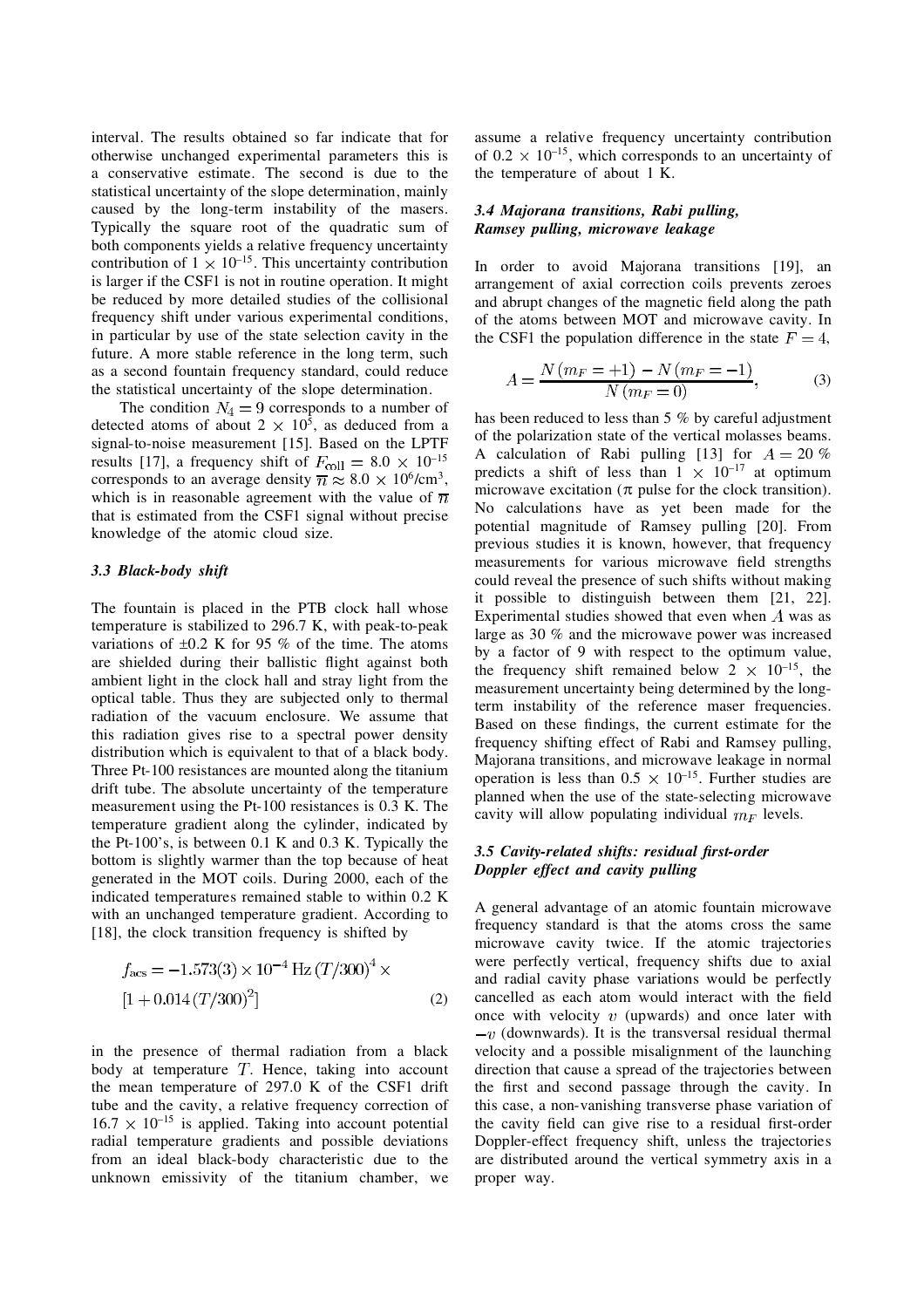interval. The results obtained so far indicate that for otherwise unchanged experimental parameters this is a conservative estimate. The second is due to the statistical uncertainty of the slope determination, mainly caused by the long-term instability of the masers. Typically the square root of the quadratic sum of both components yields a relative frequency uncertainty contribution of $1 \times 10^{-15}$. This uncertainty contribution is larger if the CSF1 is not in routine operation. It might be reduced by more detailed studies of the collisional frequency shift under various experimental conditions, in particular by use of the state selection cavity in the future. A more stable reference in the long term, such as a second fountain frequency standard, could reduce the statistical uncertainty of the slope determination.

The condition $N_4 = 9$ corresponds to a number of detected atoms of about $2 \times 10^5$, as deduced from a signal-to-noise measurement [15]. Based on the LPTF results [17], a frequency shift of $F_{\rm coll} = 8.0 \times 10^{-15}$ corresponds to an average density $\overline{n} \approx 8.0 \times 10^6/\text{cm}^3$, which is in reasonable agreement with the value of $\overline{n}$ that is estimated from the CSF1 signal without precise knowledge of the atomic cloud size.

### 3.3 Black-body shift

The fountain is placed in the PTB clock hall whose temperature is stabilized to 296.7 K, with peak-to-peak variations of ±0.2 K for 95 % of the time. The atoms are shielded during their ballistic flight against both ambient light in the clock hall and stray light from the optical table. Thus they are subjected only to thermal radiation of the vacuum enclosure. We assume that this radiation gives rise to a spectral power density distribution which is equivalent to that of a black body. Three Pt-100 resistances are mounted along the titanium drift tube. The absolute uncertainty of the temperature measurement using the Pt-100 resistances is 0.3 K. The temperature gradient along the cylinder, indicated by the Pt-100's, is between 0.1 K and 0.3 K. Typically the bottom is slightly warmer than the top because of heat generated in the MOT coils. During 2000, each of the indicated temperatures remained stable to within 0.2 K with an unchanged temperature gradient. According to [18], the clock transition frequency is shifted by

$$f_{\rm acs} = -1.573(3) \times 10^{-4}\ \text{Hz}\ (T/300)^4 \times [1 + 0.014\,(T/300)^2] \tag{2}$$

in the presence of thermal radiation from a black body at temperature $T$. Hence, taking into account the mean temperature of 297.0 K of the CSF1 drift tube and the cavity, a relative frequency correction of $16.7 \times 10^{-15}$ is applied. Taking into account potential radial temperature gradients and possible deviations from an ideal black-body characteristic due to the unknown emissivity of the titanium chamber, we assume a relative frequency uncertainty contribution of $0.2 \times 10^{-15}$, which corresponds to an uncertainty of the temperature of about 1 K.

### 3.4 Majorana transitions, Rabi pulling, Ramsey pulling, microwave leakage

In order to avoid Majorana transitions [19], an arrangement of axial correction coils prevents zeroes and abrupt changes of the magnetic field along the path of the atoms between MOT and microwave cavity. In the CSF1 the population difference in the state $F = 4$,

$$A = \frac{N\,(m_F = +1) - N\,(m_F = -1)}{N\,(m_F = 0)}, \tag{3}$$

has been reduced to less than 5 % by careful adjustment of the polarization state of the vertical molasses beams. A calculation of Rabi pulling [13] for $A = 20\ \%$ predicts a shift of less than $1 \times 10^{-17}$ at optimum microwave excitation ($\pi$ pulse for the clock transition). No calculations have as yet been made for the potential magnitude of Ramsey pulling [20]. From previous studies it is known, however, that frequency measurements for various microwave field strengths could reveal the presence of such shifts without making it possible to distinguish between them [21, 22]. Experimental studies showed that even when $A$ was as large as 30 % and the microwave power was increased by a factor of 9 with respect to the optimum value, the frequency shift remained below $2 \times 10^{-15}$, the measurement uncertainty being determined by the long-term instability of the reference maser frequencies. Based on these findings, the current estimate for the frequency shifting effect of Rabi and Ramsey pulling, Majorana transitions, and microwave leakage in normal operation is less than $0.5 \times 10^{-15}$. Further studies are planned when the use of the state-selecting microwave cavity will allow populating individual $m_F$ levels.

### 3.5 Cavity-related shifts: residual first-order Doppler effect and cavity pulling

A general advantage of an atomic fountain microwave frequency standard is that the atoms cross the same microwave cavity twice. If the atomic trajectories were perfectly vertical, frequency shifts due to axial and radial cavity phase variations would be perfectly cancelled as each atom would interact with the field once with velocity $v$ (upwards) and once later with $-v$ (downwards). It is the transversal residual thermal velocity and a possible misalignment of the launching direction that cause a spread of the trajectories between the first and second passage through the cavity. In this case, a non-vanishing transverse phase variation of the cavity field can give rise to a residual first-order Doppler-effect frequency shift, unless the trajectories are distributed around the vertical symmetry axis in a proper way.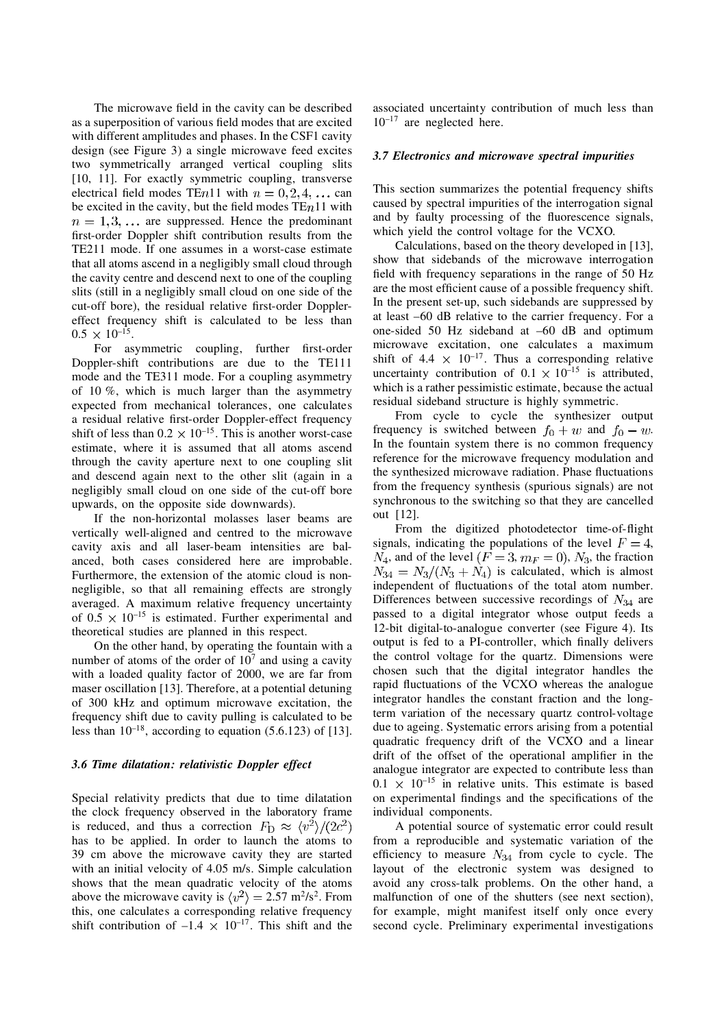The microwave field in the cavity can be described as a superposition of various field modes that are excited with different amplitudes and phases. In the CSF1 cavity design (see Figure 3) a single microwave feed excites two symmetrically arranged vertical coupling slits [10, 11]. For exactly symmetric coupling, transverse electrical field modes TE$n$11 with $n = 0, 2, 4, \ldots$ can be excited in the cavity, but the field modes TE$n$11 with $n = 1, 3, \ldots$ are suppressed. Hence the predominant first-order Doppler shift contribution results from the TE211 mode. If one assumes in a worst-case estimate that all atoms ascend in a negligibly small cloud through the cavity centre and descend next to one of the coupling slits (still in a negligibly small cloud on one side of the cut-off bore), the residual relative first-order Doppler-effect frequency shift is calculated to be less than $0.5 \times 10^{-15}$.

For asymmetric coupling, further first-order Doppler-shift contributions are due to the TE111 mode and the TE311 mode. For a coupling asymmetry of 10 %, which is much larger than the asymmetry expected from mechanical tolerances, one calculates a residual relative first-order Doppler-effect frequency shift of less than $0.2 \times 10^{-15}$. This is another worst-case estimate, where it is assumed that all atoms ascend through the cavity aperture next to one coupling slit and descend again next to the other slit (again in a negligibly small cloud on one side of the cut-off bore upwards, on the opposite side downwards).

If the non-horizontal molasses laser beams are vertically well-aligned and centred to the microwave cavity axis and all laser-beam intensities are balanced, both cases considered here are improbable. Furthermore, the extension of the atomic cloud is non-negligible, so that all remaining effects are strongly averaged. A maximum relative frequency uncertainty of $0.5 \times 10^{-15}$ is estimated. Further experimental and theoretical studies are planned in this respect.

On the other hand, by operating the fountain with a number of atoms of the order of $10^7$ and using a cavity with a loaded quality factor of 2000, we are far from maser oscillation [13]. Therefore, at a potential detuning of 300 kHz and optimum microwave excitation, the frequency shift due to cavity pulling is calculated to be less than $10^{-18}$, according to equation (5.6.123) of [13].

### *3.6 Time dilatation: relativistic Doppler effect*

Special relativity predicts that due to time dilatation the clock frequency observed in the laboratory frame is reduced, and thus a correction $F_{\mathrm{D}} \approx \langle v^2 \rangle / (2c^2)$ has to be applied. In order to launch the atoms to 39 cm above the microwave cavity they are started with an initial velocity of 4.05 m/s. Simple calculation shows that the mean quadratic velocity of the atoms above the microwave cavity is $\langle v^2 \rangle = 2.57$ m$^2$/s$^2$. From this, one calculates a corresponding relative frequency shift contribution of $-1.4 \times 10^{-17}$. This shift and the associated uncertainty contribution of much less than $10^{-17}$ are neglected here.

### *3.7 Electronics and microwave spectral impurities*

This section summarizes the potential frequency shifts caused by spectral impurities of the interrogation signal and by faulty processing of the fluorescence signals, which yield the control voltage for the VCXO.

Calculations, based on the theory developed in [13], show that sidebands of the microwave interrogation field with frequency separations in the range of 50 Hz are the most efficient cause of a possible frequency shift. In the present set-up, such sidebands are suppressed by at least –60 dB relative to the carrier frequency. For a one-sided 50 Hz sideband at –60 dB and optimum microwave excitation, one calculates a maximum shift of $4.4 \times 10^{-17}$. Thus a corresponding relative uncertainty contribution of $0.1 \times 10^{-15}$ is attributed, which is a rather pessimistic estimate, because the actual residual sideband structure is highly symmetric.

From cycle to cycle the synthesizer output frequency is switched between $f_0 + w$ and $f_0 - w$. In the fountain system there is no common frequency reference for the microwave frequency modulation and the synthesized microwave radiation. Phase fluctuations from the frequency synthesis (spurious signals) are not synchronous to the switching so that they are cancelled out [12].

From the digitized photodetector time-of-flight signals, indicating the populations of the level $F = 4$, $N_4$, and of the level $(F = 3, m_F = 0)$, $N_3$, the fraction $N_{34} = N_3/(N_3 + N_4)$ is calculated, which is almost independent of fluctuations of the total atom number. Differences between successive recordings of $N_{34}$ are passed to a digital integrator whose output feeds a 12-bit digital-to-analogue converter (see Figure 4). Its output is fed to a PI-controller, which finally delivers the control voltage for the quartz. Dimensions were chosen such that the digital integrator handles the rapid fluctuations of the VCXO whereas the analogue integrator handles the constant fraction and the long-term variation of the necessary quartz control-voltage due to ageing. Systematic errors arising from a potential quadratic frequency drift of the VCXO and a linear drift of the offset of the operational amplifier in the analogue integrator are expected to contribute less than $0.1 \times 10^{-15}$ in relative units. This estimate is based on experimental findings and the specifications of the individual components.

A potential source of systematic error could result from a reproducible and systematic variation of the efficiency to measure $N_{34}$ from cycle to cycle. The layout of the electronic system was designed to avoid any cross-talk problems. On the other hand, a malfunction of one of the shutters (see next section), for example, might manifest itself only once every second cycle. Preliminary experimental investigations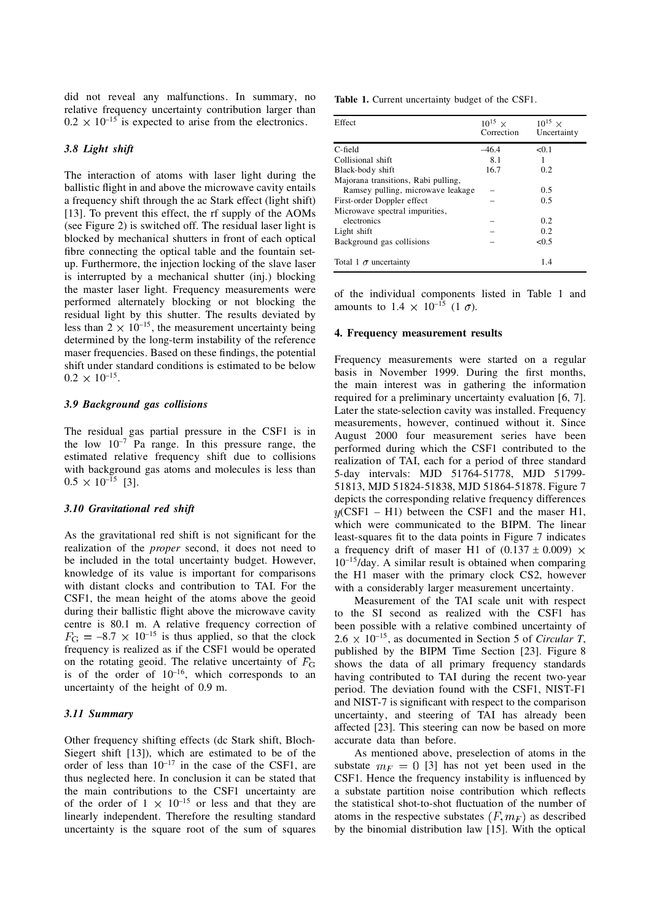did not reveal any malfunctions. In summary, no relative frequency uncertainty contribution larger than $0.2 \times 10^{-15}$ is expected to arise from the electronics.

### 3.8 Light shift

The interaction of atoms with laser light during the ballistic flight in and above the microwave cavity entails a frequency shift through the ac Stark effect (light shift) [13]. To prevent this effect, the rf supply of the AOMs (see Figure 2) is switched off. The residual laser light is blocked by mechanical shutters in front of each optical fibre connecting the optical table and the fountain set-up. Furthermore, the injection locking of the slave laser is interrupted by a mechanical shutter (inj.) blocking the master laser light. Frequency measurements were performed alternately blocking or not blocking the residual light by this shutter. The results deviated by less than $2 \times 10^{-15}$, the measurement uncertainty being determined by the long-term instability of the reference maser frequencies. Based on these findings, the potential shift under standard conditions is estimated to be below $0.2 \times 10^{-15}$.

### 3.9 Background gas collisions

The residual gas partial pressure in the CSF1 is in the low $10^{-7}$ Pa range. In this pressure range, the estimated relative frequency shift due to collisions with background gas atoms and molecules is less than $0.5 \times 10^{-15}$ [3].

### 3.10 Gravitational red shift

As the gravitational red shift is not significant for the realization of the *proper* second, it does not need to be included in the total uncertainty budget. However, knowledge of its value is important for comparisons with distant clocks and contribution to TAI. For the CSF1, the mean height of the atoms above the geoid during their ballistic flight above the microwave cavity centre is 80.1 m. A relative frequency correction of $F_G = -8.7 \times 10^{-15}$ is thus applied, so that the clock frequency is realized as if the CSF1 would be operated on the rotating geoid. The relative uncertainty of $F_G$ is of the order of $10^{-16}$, which corresponds to an uncertainty of the height of 0.9 m.

### 3.11 Summary

Other frequency shifting effects (dc Stark shift, Bloch-Siegert shift [13]), which are estimated to be of the order of less than $10^{-17}$ in the case of the CSF1, are thus neglected here. In conclusion it can be stated that the main contributions to the CSF1 uncertainty are of the order of $1 \times 10^{-15}$ or less and that they are linearly independent. Therefore the resulting standard uncertainty is the square root of the sum of squares of the individual components listed in Table 1 and amounts to $1.4 \times 10^{-15}$ ($1\ \sigma$).

**Table 1.** Current uncertainty budget of the CSF1.

| Effect | $10^{15} \times$ Correction | $10^{15} \times$ Uncertainty |
|---|---|---|
| C-field | –46.4 | <0.1 |
| Collisional shift | 8.1 | 1 |
| Black-body shift | 16.7 | 0.2 |
| Majorana transitions, Rabi pulling, Ramsey pulling, microwave leakage | – | 0.5 |
| First-order Doppler effect | – | 0.5 |
| Microwave spectral impurities, electronics | – | 0.2 |
| Light shift | – | 0.2 |
| Background gas collisions | – | <0.5 |
| Total 1 $\sigma$ uncertainty | | 1.4 |

## 4. Frequency measurement results

Frequency measurements were started on a regular basis in November 1999. During the first months, the main interest was in gathering the information required for a preliminary uncertainty evaluation [6, 7]. Later the state-selection cavity was installed. Frequency measurements, however, continued without it. Since August 2000 four measurement series have been performed during which the CSF1 contributed to the realization of TAI, each for a period of three standard 5-day intervals: MJD 51764-51778, MJD 51799-51813, MJD 51824-51838, MJD 51864-51878. Figure 7 depicts the corresponding relative frequency differences $y$(CSF1 – H1) between the CSF1 and the maser H1, which were communicated to the BIPM. The linear least-squares fit to the data points in Figure 7 indicates a frequency drift of maser H1 of $(0.137 \pm 0.009) \times 10^{-15}$/day. A similar result is obtained when comparing the H1 maser with the primary clock CS2, however with a considerably larger measurement uncertainty.

Measurement of the TAI scale unit with respect to the SI second as realized with the CSF1 has been possible with a relative combined uncertainty of $2.6 \times 10^{-15}$, as documented in Section 5 of *Circular T*, published by the BIPM Time Section [23]. Figure 8 shows the data of all primary frequency standards having contributed to TAI during the recent two-year period. The deviation found with the CSF1, NIST-F1 and NIST-7 is significant with respect to the comparison uncertainty, and steering of TAI has already been affected [23]. This steering can now be based on more accurate data than before.

As mentioned above, preselection of atoms in the substate $m_F = 0$ [3] has not yet been used in the CSF1. Hence the frequency instability is influenced by a substate partition noise contribution which reflects the statistical shot-to-shot fluctuation of the number of atoms in the respective substates $(F, m_F)$ as described by the binomial distribution law [15]. With the optical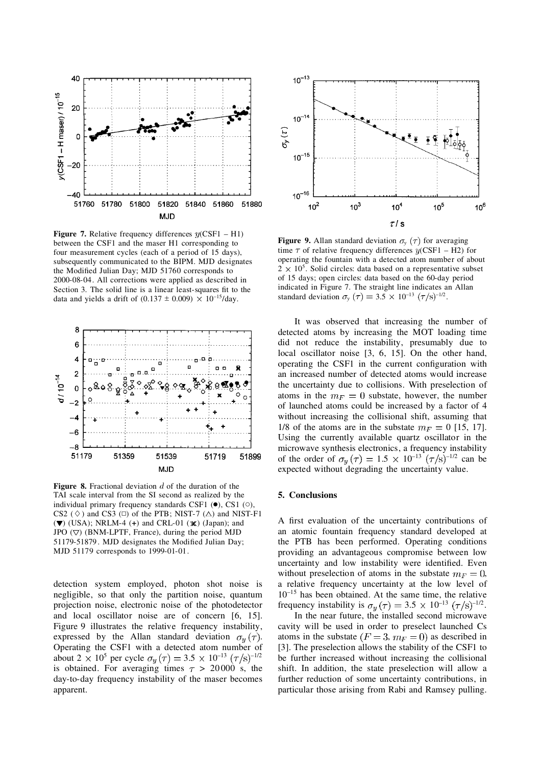**Figure 7.** Relative frequency differences $y$(CSF1 – H1) between the CSF1 and the maser H1 corresponding to four measurement cycles (each of a period of 15 days), subsequently communicated to the BIPM. MJD designates the Modified Julian Day; MJD 51760 corresponds to 2000-08-04. All corrections were applied as described in Section 3. The solid line is a linear least-squares fit to the data and yields a drift of $(0.137 \pm 0.009) \times 10^{-15}$/day.

**Figure 8.** Fractional deviation $d$ of the duration of the TAI scale interval from the SI second as realized by the individual primary frequency standards CSF1 (●), CS1 (○), CS2 (◇) and CS3 (□) of the PTB; NIST-7 (△) and NIST-F1 (▼) (USA); NRLM-4 (+) and CRL-01 (✱) (Japan); and JPO (▽) (BNM-LPTF, France), during the period MJD 51179-51879. MJD designates the Modified Julian Day; MJD 51179 corresponds to 1999-01-01.

detection system employed, photon shot noise is negligible, so that only the partition noise, quantum projection noise, electronic noise of the photodetector and local oscillator noise are of concern [6, 15]. Figure 9 illustrates the relative frequency instability, expressed by the Allan standard deviation $\sigma_y(\tau)$. Operating the CSF1 with a detected atom number of about $2 \times 10^5$ per cycle $\sigma_y(\tau) = 3.5 \times 10^{-13}\ (\tau/\text{s})^{-1/2}$ is obtained. For averaging times $\tau > 20\,000$ s, the day-to-day frequency instability of the maser becomes apparent.

**Figure 9.** Allan standard deviation $\sigma_y(\tau)$ for averaging time $\tau$ of relative frequency differences $y$(CSF1 – H2) for operating the fountain with a detected atom number of about $2 \times 10^5$. Solid circles: data based on a representative subset of 15 days; open circles: data based on the 60-day period indicated in Figure 7. The straight line indicates an Allan standard deviation $\sigma_y(\tau) = 3.5 \times 10^{-13}\ (\tau/\text{s})^{-1/2}$.

It was observed that increasing the number of detected atoms by increasing the MOT loading time did not reduce the instability, presumably due to local oscillator noise [3, 6, 15]. On the other hand, operating the CSF1 in the current configuration with an increased number of detected atoms would increase the uncertainty due to collisions. With preselection of atoms in the $m_F = 0$ substate, however, the number of launched atoms could be increased by a factor of 4 without increasing the collisional shift, assuming that 1/8 of the atoms are in the substate $m_F = 0$ [15, 17]. Using the currently available quartz oscillator in the microwave synthesis electronics, a frequency instability of the order of $\sigma_y(\tau) = 1.5 \times 10^{-13}\ (\tau/\text{s})^{-1/2}$ can be expected without degrading the uncertainty value.

## 5. Conclusions

A first evaluation of the uncertainty contributions of an atomic fountain frequency standard developed at the PTB has been performed. Operating conditions providing an advantageous compromise between low uncertainty and low instability were identified. Even without preselection of atoms in the substate $m_F = 0$, a relative frequency uncertainty at the low level of $10^{-15}$ has been obtained. At the same time, the relative frequency instability is $\sigma_y(\tau) = 3.5 \times 10^{-13}\ (\tau/\text{s})^{-1/2}$.

In the near future, the installed second microwave cavity will be used in order to preselect launched Cs atoms in the substate $(F = 3, m_F = 0)$ as described in [3]. The preselection allows the stability of the CSF1 to be further increased without increasing the collisional shift. In addition, the state preselection will allow a further reduction of some uncertainty contributions, in particular those arising from Rabi and Ramsey pulling.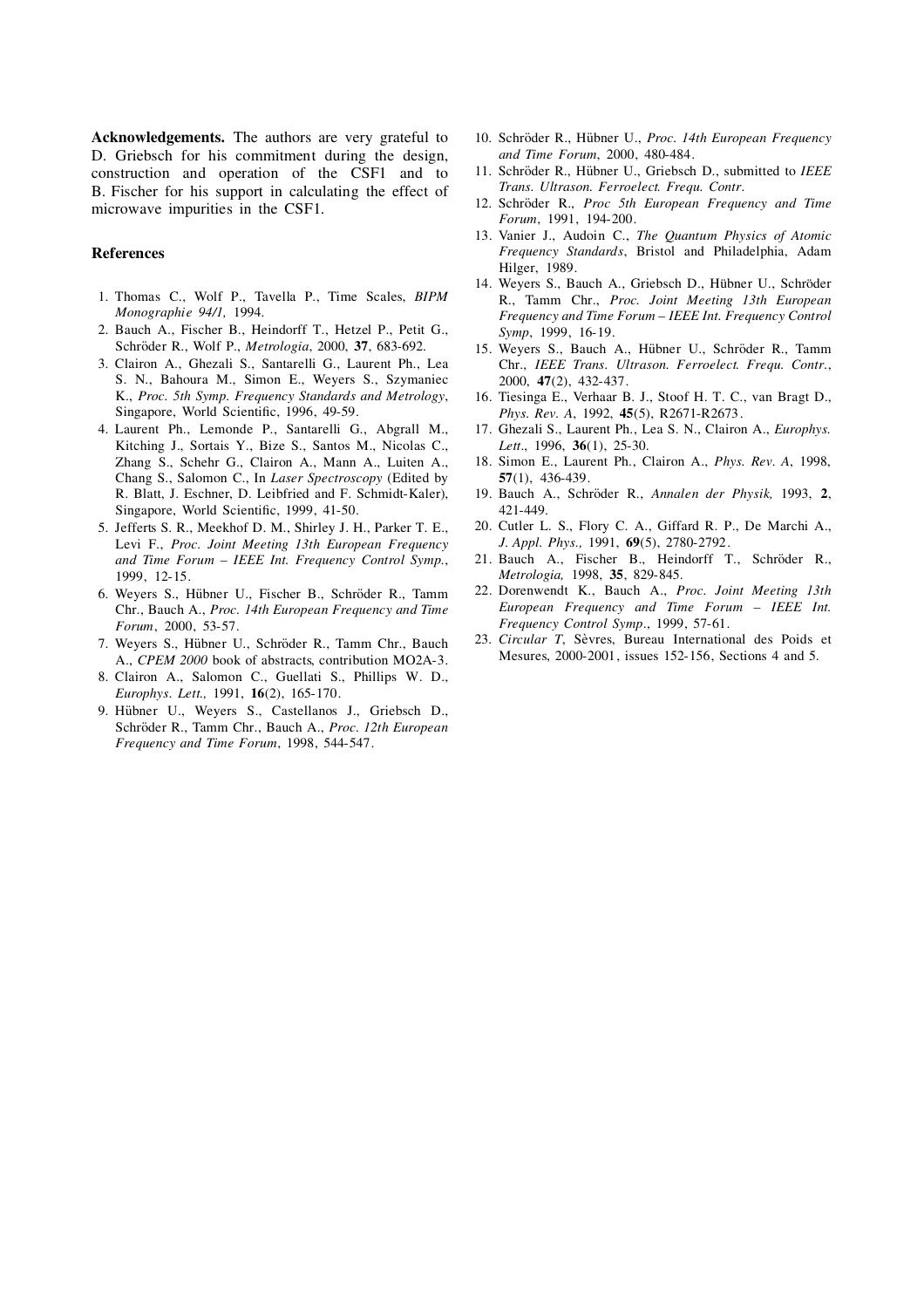**Acknowledgements.** The authors are very grateful to D. Griebsch for his commitment during the design, construction and operation of the CSF1 and to B. Fischer for his support in calculating the effect of microwave impurities in the CSF1.

## References

1. Thomas C., Wolf P., Tavella P., Time Scales, *BIPM Monographie 94/1,* 1994.
2. Bauch A., Fischer B., Heindorff T., Hetzel P., Petit G., Schröder R., Wolf P., *Metrologia*, 2000, **37**, 683-692.
3. Clairon A., Ghezali S., Santarelli G., Laurent Ph., Lea S. N., Bahoura M., Simon E., Weyers S., Szymaniec K., *Proc. 5th Symp. Frequency Standards and Metrology*, Singapore, World Scientific, 1996, 49-59.
4. Laurent Ph., Lemonde P., Santarelli G., Abgrall M., Kitching J., Sortais Y., Bize S., Santos M., Nicolas C., Zhang S., Schehr G., Clairon A., Mann A., Luiten A., Chang S., Salomon C., In *Laser Spectroscopy* (Edited by R. Blatt, J. Eschner, D. Leibfried and F. Schmidt-Kaler), Singapore, World Scientific, 1999, 41-50.
5. Jefferts S. R., Meekhof D. M., Shirley J. H., Parker T. E., Levi F., *Proc. Joint Meeting 13th European Frequency and Time Forum – IEEE Int. Frequency Control Symp.*, 1999, 12-15.
6. Weyers S., Hübner U., Fischer B., Schröder R., Tamm Chr., Bauch A., *Proc. 14th European Frequency and Time Forum*, 2000, 53-57.
7. Weyers S., Hübner U., Schröder R., Tamm Chr., Bauch A., *CPEM 2000* book of abstracts, contribution MO2A-3.
8. Clairon A., Salomon C., Guellati S., Phillips W. D., *Europhys. Lett.,* 1991, **16**(2), 165-170.
9. Hübner U., Weyers S., Castellanos J., Griebsch D., Schröder R., Tamm Chr., Bauch A., *Proc. 12th European Frequency and Time Forum*, 1998, 544-547.
10. Schröder R., Hübner U., *Proc. 14th European Frequency and Time Forum*, 2000, 480-484.
11. Schröder R., Hübner U., Griebsch D., submitted to *IEEE Trans. Ultrason. Ferroelect. Frequ. Contr.*
12. Schröder R., *Proc 5th European Frequency and Time Forum*, 1991, 194-200.
13. Vanier J., Audoin C., *The Quantum Physics of Atomic Frequency Standards*, Bristol and Philadelphia, Adam Hilger, 1989.
14. Weyers S., Bauch A., Griebsch D., Hübner U., Schröder R., Tamm Chr., *Proc. Joint Meeting 13th European Frequency and Time Forum – IEEE Int. Frequency Control Symp*, 1999, 16-19.
15. Weyers S., Bauch A., Hübner U., Schröder R., Tamm Chr., *IEEE Trans. Ultrason. Ferroelect. Frequ. Contr.*, 2000, **47**(2), 432-437.
16. Tiesinga E., Verhaar B. J., Stoof H. T. C., van Bragt D., *Phys. Rev. A*, 1992, **45**(5), R2671-R2673.
17. Ghezali S., Laurent Ph., Lea S. N., Clairon A., *Europhys. Lett.*, 1996, **36**(1), 25-30.
18. Simon E., Laurent Ph., Clairon A., *Phys. Rev. A*, 1998, **57**(1), 436-439.
19. Bauch A., Schröder R., *Annalen der Physik,* 1993, **2**, 421-449.
20. Cutler L. S., Flory C. A., Giffard R. P., De Marchi A., *J. Appl. Phys.,* 1991, **69**(5), 2780-2792.
21. Bauch A., Fischer B., Heindorff T., Schröder R., *Metrologia,* 1998, **35**, 829-845.
22. Dorenwendt K., Bauch A., *Proc. Joint Meeting 13th European Frequency and Time Forum – IEEE Int. Frequency Control Symp.*, 1999, 57-61.
23. *Circular T*, Sèvres, Bureau International des Poids et Mesures, 2000-2001, issues 152-156, Sections 4 and 5.